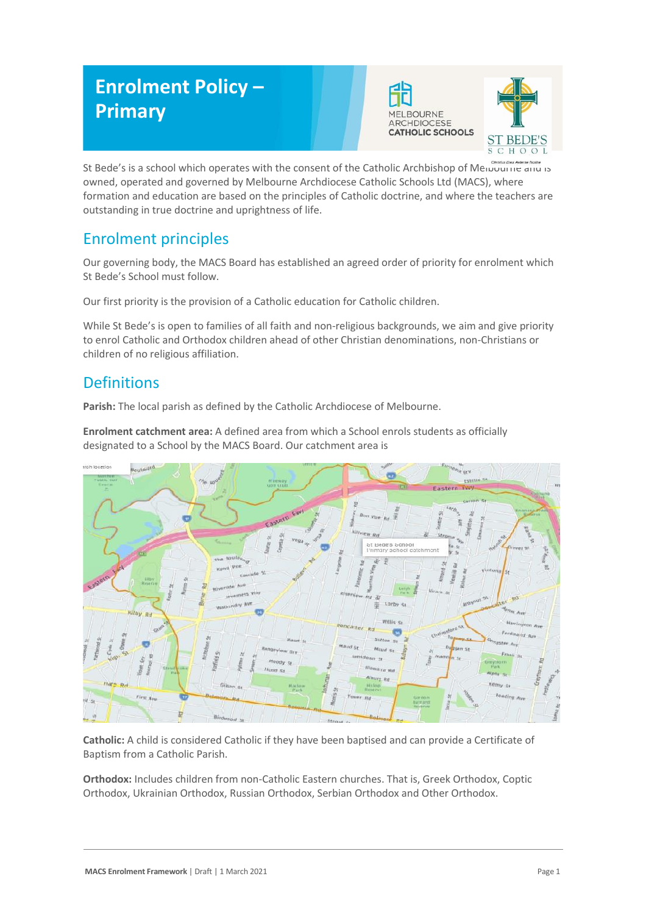# Enrolment Policy – Primary

St Bede's is a school which operates with the consent of the Catholic Archbishop of Melbourne and is owned, operated and governed by Melbourne Archdiocese Catholic Schools Ltd (MACS), where formation and education are based on the principles of Catholic doctrine, and where the teachers are outstanding in true doctrine and uprightness of life.

## Enrolment principles

Our governing body, the MACS Board has established an agreed order of priority for enrolment which St Bede's School must follow.

Our first priority is the provision of a Catholic education for Catholic children.

While St Bede's is open to families of all faith and non-religious backgrounds, we aim and give priority to enrol Catholic and Orthodox children ahead of other Christian denominations, non-Christians or children of no religious affiliation.

## Definitions

**Parish:** The local parish as defined by the Catholic Archdiocese of Melbourne.

**Enrolment catchment area:** A defined area from which a School enrols students as officially designated to a School by the MACS Board. Our catchment area is

**Catholic:** A child is considered Catholic if they have been baptised and can provide a Certificate of Baptism from a Catholic Parish.

**Orthodox:** Includes children from non-Catholic Eastern churches. That is, Greek Orthodox, Coptic Orthodox, Ukrainian Orthodox, Russian Orthodox, Serbian Orthodox and Other Orthodox.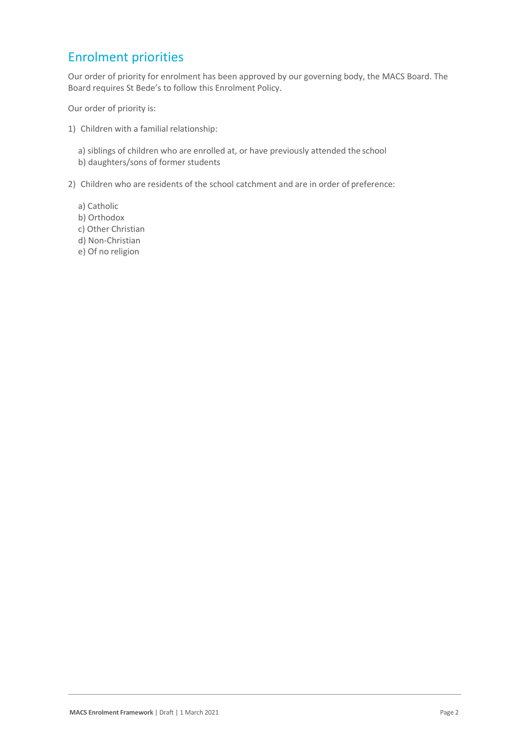## Enrolment priorities

Our order of priority for enrolment has been approved by our governing body, the MACS Board. The Board requires St Bede's to follow this Enrolment Policy.

Our order of priority is:

1) Children with a familial relationship:

   a) siblings of children who are enrolled at, or have previously attended the school
   b) daughters/sons of former students

2) Children who are residents of the school catchment and are in order of preference:

   a) Catholic
   b) Orthodox
   c) Other Christian
   d) Non-Christian
   e) Of no religion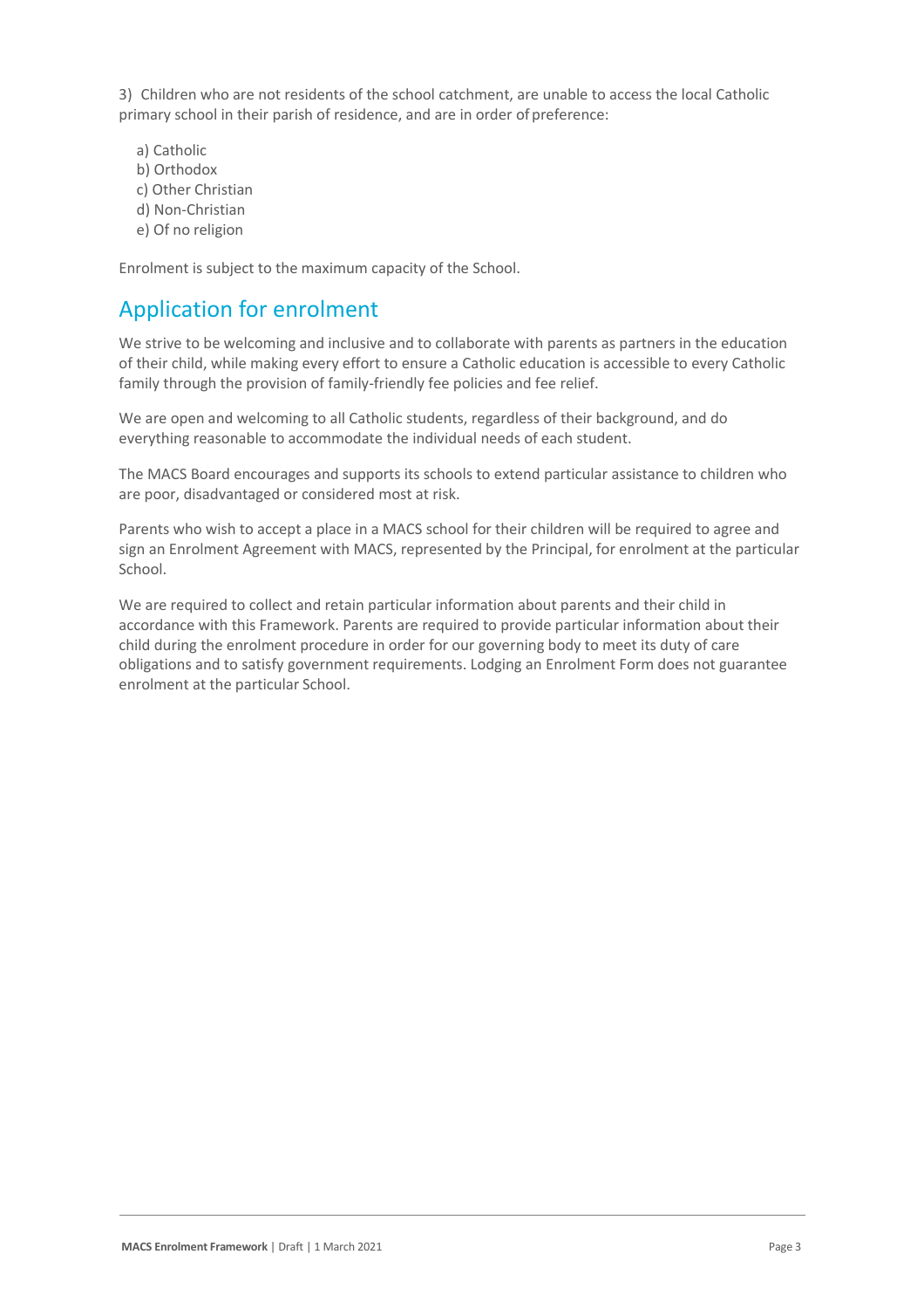3) Children who are not residents of the school catchment, are unable to access the local Catholic primary school in their parish of residence, and are in order of preference:

a) Catholic
b) Orthodox
c) Other Christian
d) Non-Christian
e) Of no religion

Enrolment is subject to the maximum capacity of the School.

## Application for enrolment

We strive to be welcoming and inclusive and to collaborate with parents as partners in the education of their child, while making every effort to ensure a Catholic education is accessible to every Catholic family through the provision of family-friendly fee policies and fee relief.

We are open and welcoming to all Catholic students, regardless of their background, and do everything reasonable to accommodate the individual needs of each student.

The MACS Board encourages and supports its schools to extend particular assistance to children who are poor, disadvantaged or considered most at risk.

Parents who wish to accept a place in a MACS school for their children will be required to agree and sign an Enrolment Agreement with MACS, represented by the Principal, for enrolment at the particular School.

We are required to collect and retain particular information about parents and their child in accordance with this Framework. Parents are required to provide particular information about their child during the enrolment procedure in order for our governing body to meet its duty of care obligations and to satisfy government requirements. Lodging an Enrolment Form does not guarantee enrolment at the particular School.